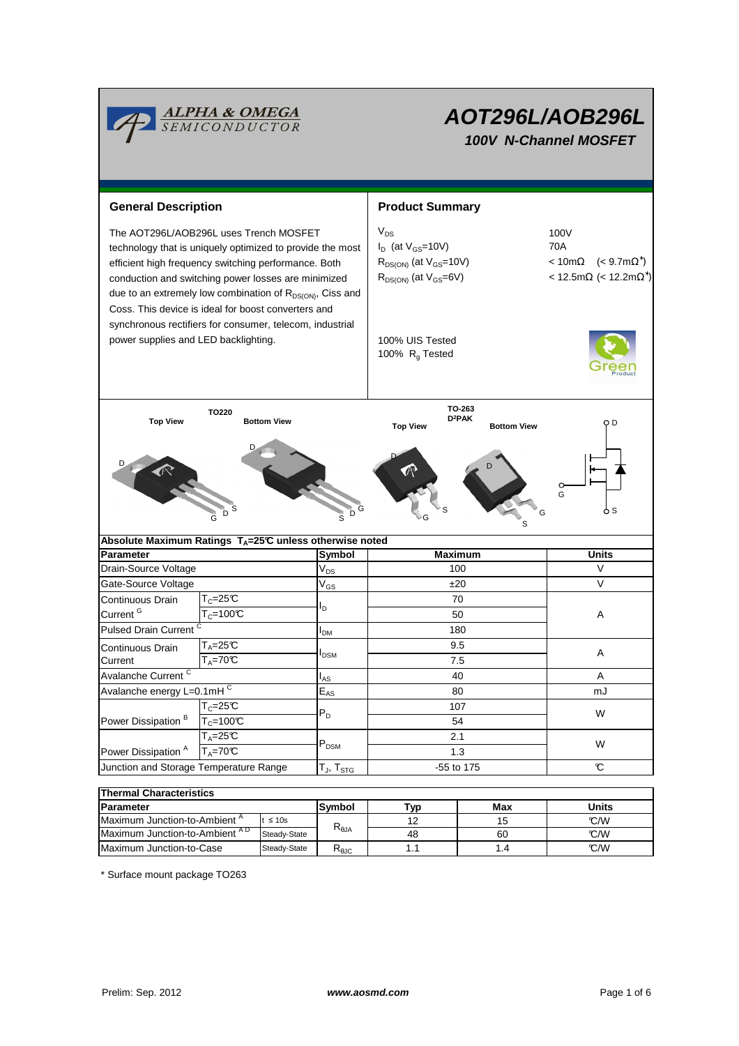# AOT296L/AOB296L

## 100V N-Channel MOSFET

## General Description

The AOT296L/AOB296L uses Trench MOSFET technology that is uniquely optimized to provide the most efficient high frequency switching performance. Both conduction and switching power losses are minimized due to an extremely low combination of $R_{DS(ON)}$, Ciss and Coss. This device is ideal for boost converters and synchronous rectifiers for consumer, telecom, industrial power supplies and LED backlighting.

## Product Summary

| | |
|---|---|
| $V_{DS}$ | 100V |
| $I_D$ (at $V_{GS}$=10V) | 70A |
| $R_{DS(ON)}$ (at $V_{GS}$=10V) | < 10mΩ (< 9.7mΩ*) |
| $R_{DS(ON)}$ (at $V_{GS}$=6V) | < 12.5mΩ (< 12.2mΩ*) |

100% UIS Tested
100% $R_g$ Tested

TO220: Top View, Bottom View
TO-263 D²PAK: Top View, Bottom View

## Absolute Maximum Ratings $T_A$=25°C unless otherwise noted

| Parameter | | Symbol | Maximum | Units |
|---|---|---|---|---|
| Drain-Source Voltage | | $V_{DS}$ | 100 | V |
| Gate-Source Voltage | | $V_{GS}$ | ±20 | V |
| Continuous Drain Current [G] | $T_C$=25°C | $I_D$ | 70 | A |
| | $T_C$=100°C | | 50 | |
| Pulsed Drain Current [C] | | $I_{DM}$ | 180 | |
| Continuous Drain Current | $T_A$=25°C | $I_{DSM}$ | 9.5 | A |
| | $T_A$=70°C | | 7.5 | |
| Avalanche Current [C] | | $I_{AS}$ | 40 | A |
| Avalanche energy L=0.1mH [C] | | $E_{AS}$ | 80 | mJ |
| Power Dissipation [B] | $T_C$=25°C | $P_D$ | 107 | W |
| | $T_C$=100°C | | 54 | |
| Power Dissipation [A] | $T_A$=25°C | $P_{DSM}$ | 2.1 | W |
| | $T_A$=70°C | | 1.3 | |
| Junction and Storage Temperature Range | | $T_J$, $T_{STG}$ | -55 to 175 | °C |

## Thermal Characteristics

| Parameter | | Symbol | Typ | Max | Units |
|---|---|---|---|---|---|
| Maximum Junction-to-Ambient [A] | t ≤ 10s | $R_{\theta JA}$ | 12 | 15 | °C/W |
| Maximum Junction-to-Ambient [A D] | Steady-State | | 48 | 60 | °C/W |
| Maximum Junction-to-Case | Steady-State | $R_{\theta JC}$ | 1.1 | 1.4 | °C/W |

* Surface mount package TO263

Prelim: Sep. 2012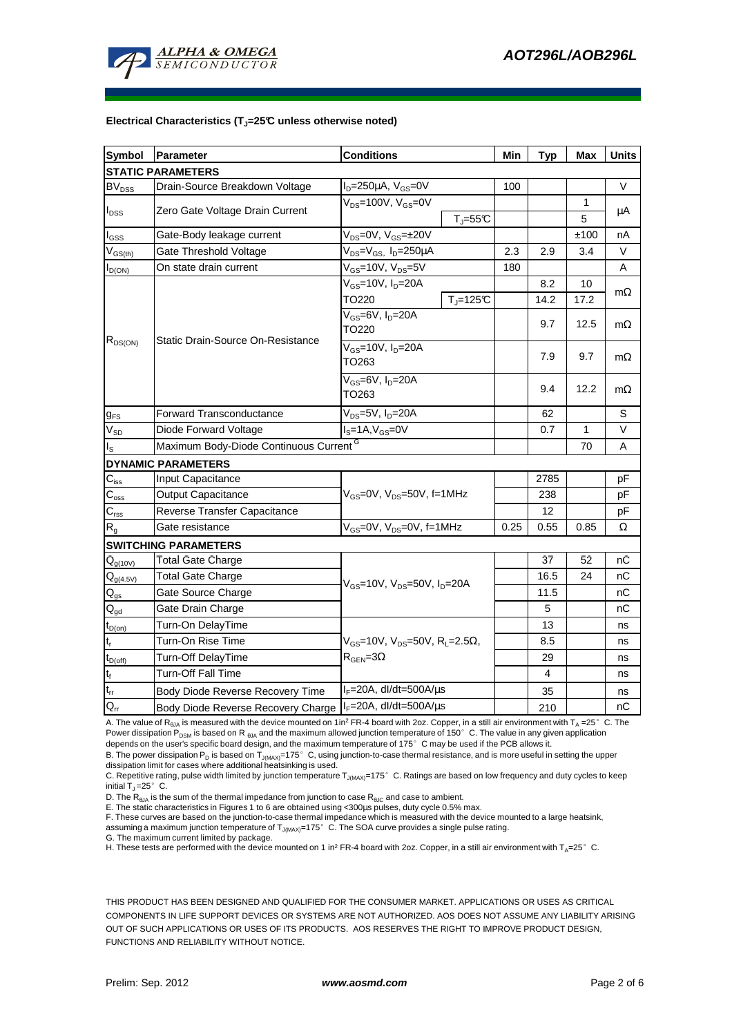**Electrical Characteristics ($T_J$=25°C unless otherwise noted)**

| Symbol | Parameter | Conditions | | Min | Typ | Max | Units |
|---|---|---|---|---|---|---|---|
| **STATIC PARAMETERS** | | | | | | | |
| $BV_{DSS}$ | Drain-Source Breakdown Voltage | $I_D$=250µA, $V_{GS}$=0V | | 100 | | | V |
| $I_{DSS}$ | Zero Gate Voltage Drain Current | $V_{DS}$=100V, $V_{GS}$=0V | | | | 1 | µA |
| | | | $T_J$=55°C | | | 5 | |
| $I_{GSS}$ | Gate-Body leakage current | $V_{DS}$=0V, $V_{GS}$=±20V | | | | ±100 | nA |
| $V_{GS(th)}$ | Gate Threshold Voltage | $V_{DS}$=$V_{GS}$, $I_D$=250µA | | 2.3 | 2.9 | 3.4 | V |
| $I_{D(ON)}$ | On state drain current | $V_{GS}$=10V, $V_{DS}$=5V | | 180 | | | A |
| $R_{DS(ON)}$ | Static Drain-Source On-Resistance | $V_{GS}$=10V, $I_D$=20A | | | 8.2 | 10 | mΩ |
| | | TO220 | $T_J$=125°C | | 14.2 | 17.2 | |
| | | $V_{GS}$=6V, $I_D$=20A TO220 | | | 9.7 | 12.5 | mΩ |
| | | $V_{GS}$=10V, $I_D$=20A TO263 | | | 7.9 | 9.7 | mΩ |
| | | $V_{GS}$=6V, $I_D$=20A TO263 | | | 9.4 | 12.2 | mΩ |
| $g_{FS}$ | Forward Transconductance | $V_{DS}$=5V, $I_D$=20A | | | 62 | | S |
| $V_{SD}$ | Diode Forward Voltage | $I_S$=1A, $V_{GS}$=0V | | | 0.7 | 1 | V |
| $I_S$ | Maximum Body-Diode Continuous Current [G] | | | | | 70 | A |
| **DYNAMIC PARAMETERS** | | | | | | | |
| $C_{iss}$ | Input Capacitance | $V_{GS}$=0V, $V_{DS}$=50V, f=1MHz | | | 2785 | | pF |
| $C_{oss}$ | Output Capacitance | | | | 238 | | pF |
| $C_{rss}$ | Reverse Transfer Capacitance | | | | 12 | | pF |
| $R_g$ | Gate resistance | $V_{GS}$=0V, $V_{DS}$=0V, f=1MHz | | 0.25 | 0.55 | 0.85 | Ω |
| **SWITCHING PARAMETERS** | | | | | | | |
| $Q_{g(10V)}$ | Total Gate Charge | $V_{GS}$=10V, $V_{DS}$=50V, $I_D$=20A | | | 37 | 52 | nC |
| $Q_{g(4.5V)}$ | Total Gate Charge | | | | 16.5 | 24 | nC |
| $Q_{gs}$ | Gate Source Charge | | | | 11.5 | | nC |
| $Q_{gd}$ | Gate Drain Charge | | | | 5 | | nC |
| $t_{D(on)}$ | Turn-On DelayTime | $V_{GS}$=10V, $V_{DS}$=50V, $R_L$=2.5Ω, $R_{GEN}$=3Ω | | | 13 | | ns |
| $t_r$ | Turn-On Rise Time | | | | 8.5 | | ns |
| $t_{D(off)}$ | Turn-Off DelayTime | | | | 29 | | ns |
| $t_f$ | Turn-Off Fall Time | | | | 4 | | ns |
| $t_{rr}$ | Body Diode Reverse Recovery Time | $I_F$=20A, dI/dt=500A/µs | | | 35 | | ns |
| $Q_{rr}$ | Body Diode Reverse Recovery Charge | $I_F$=20A, dI/dt=500A/µs | | | 210 | | nC |

A. The value of $R_{\theta JA}$ is measured with the device mounted on 1in² FR-4 board with 2oz. Copper, in a still air environment with $T_A$ =25° C. The Power dissipation $P_{DSM}$ is based on $R_{\theta JA}$ and the maximum allowed junction temperature of 150° C. The value in any given application depends on the user's specific board design, and the maximum temperature of 175° C may be used if the PCB allows it.
B. The power dissipation $P_D$ is based on $T_{J(MAX)}$=175° C, using junction-to-case thermal resistance, and is more useful in setting the upper dissipation limit for cases where additional heatsinking is used.
C. Repetitive rating, pulse width limited by junction temperature $T_{J(MAX)}$=175° C. Ratings are based on low frequency and duty cycles to keep initial $T_J$=25° C.
D. The $R_{\theta JA}$ is the sum of the thermal impedance from junction to case $R_{\theta JC}$ and case to ambient.
E. The static characteristics in Figures 1 to 6 are obtained using <300µs pulses, duty cycle 0.5% max.
F. These curves are based on the junction-to-case thermal impedance which is measured with the device mounted to a large heatsink, assuming a maximum junction temperature of $T_{J(MAX)}$=175° C. The SOA curve provides a single pulse rating.
G. The maximum current limited by package.
H. These tests are performed with the device mounted on 1 in² FR-4 board with 2oz. Copper, in a still air environment with $T_A$=25° C.

THIS PRODUCT HAS BEEN DESIGNED AND QUALIFIED FOR THE CONSUMER MARKET. APPLICATIONS OR USES AS CRITICAL COMPONENTS IN LIFE SUPPORT DEVICES OR SYSTEMS ARE NOT AUTHORIZED. AOS DOES NOT ASSUME ANY LIABILITY ARISING OUT OF SUCH APPLICATIONS OR USES OF ITS PRODUCTS. AOS RESERVES THE RIGHT TO IMPROVE PRODUCT DESIGN, FUNCTIONS AND RELIABILITY WITHOUT NOTICE.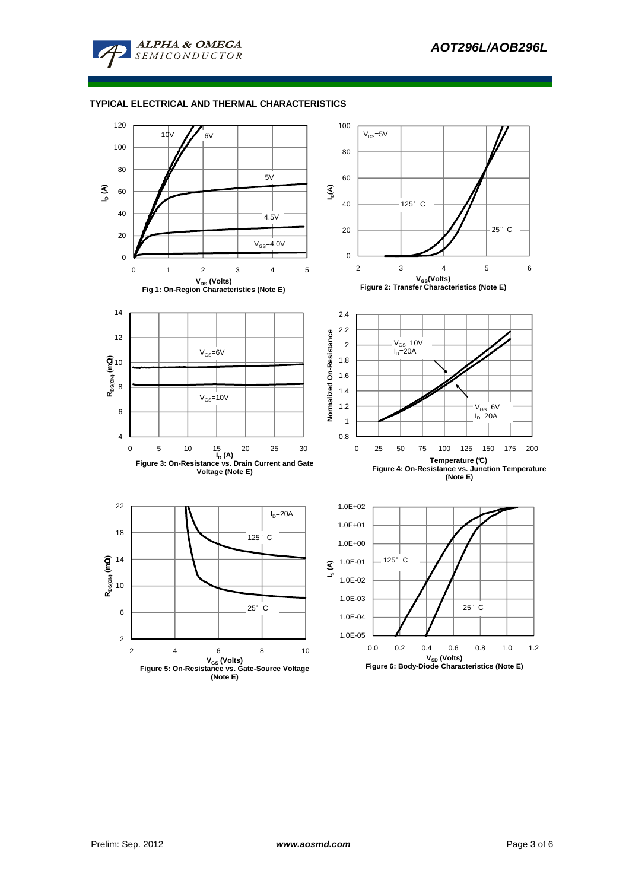## TYPICAL ELECTRICAL AND THERMAL CHARACTERISTICS

Fig 1: On-Region Characteristics (Note E)

Figure 2: Transfer Characteristics (Note E)

Figure 3: On-Resistance vs. Drain Current and Gate Voltage (Note E)

Figure 4: On-Resistance vs. Junction Temperature (Note E)

Figure 5: On-Resistance vs. Gate-Source Voltage (Note E)

Figure 6: Body-Diode Characteristics (Note E)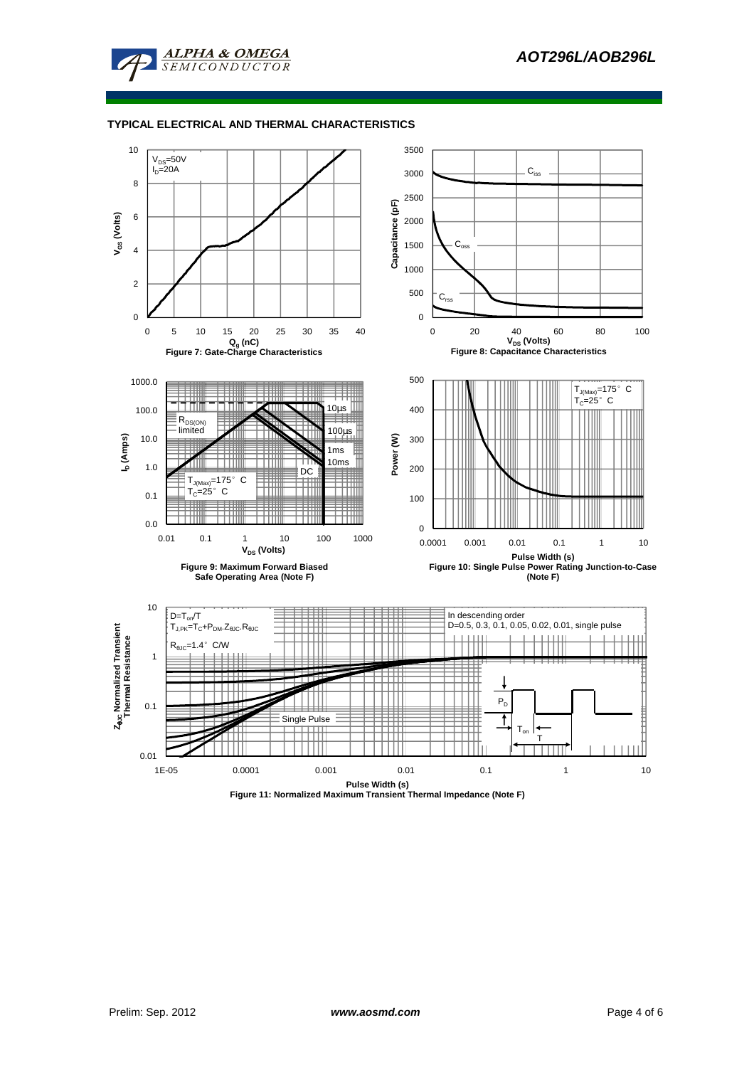## TYPICAL ELECTRICAL AND THERMAL CHARACTERISTICS

$V_{DS}$=50V
$I_D$=20A

Figure 7: Gate-Charge Characteristics

Figure 8: Capacitance Characteristics

Figure 9: Maximum Forward Biased Safe Operating Area (Note F)

Figure 10: Single Pulse Power Rating Junction-to-Case (Note F)

$D=T_{on}/T$
$T_{J,PK}=T_C+P_{DM}.Z_{\theta JC}.R_{\theta JC}$
$R_{\theta JC}$=1.4°C/W

In descending order
D=0.5, 0.3, 0.1, 0.05, 0.02, 0.01, single pulse

Figure 11: Normalized Maximum Transient Thermal Impedance (Note F)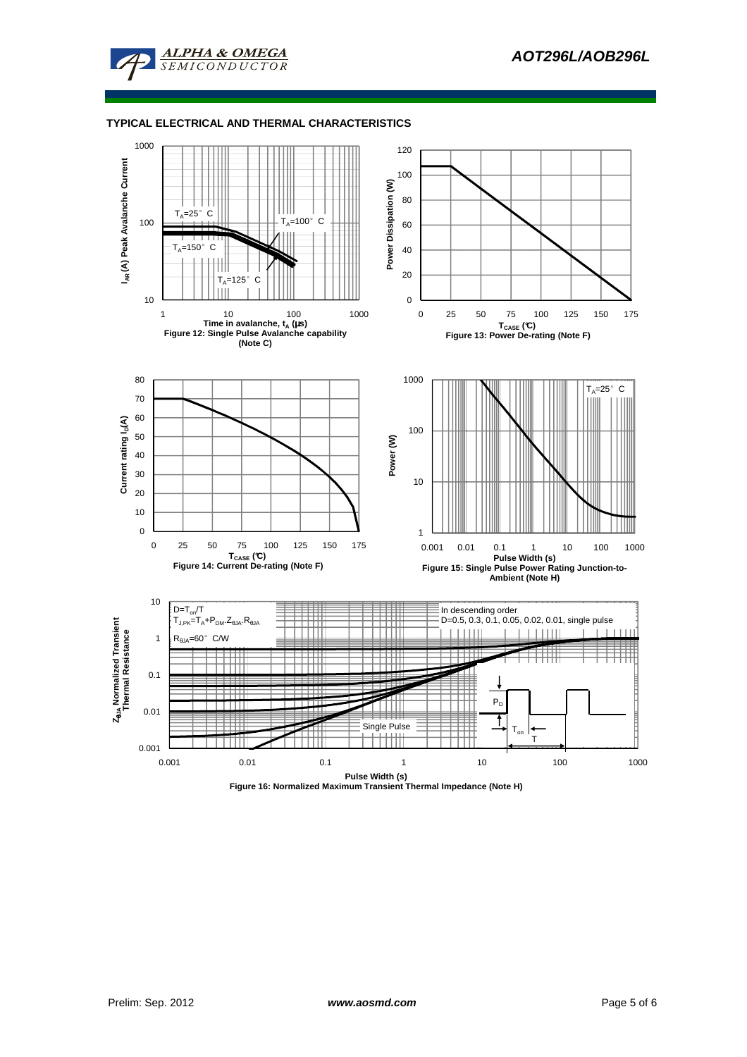## TYPICAL ELECTRICAL AND THERMAL CHARACTERISTICS

$T_A$=25° C

$T_A$=100° C

$T_A$=150° C

$T_A$=125° C

Time in avalanche, $t_A$ (µs)

$I_{AR}$ (A) Peak Avalanche Current

Figure 12: Single Pulse Avalanche capability (Note C)

Power Dissipation (W)

$T_{CASE}$ (°C)

Figure 13: Power De-rating (Note F)

Current rating $I_D$(A)

$T_{CASE}$ (°C)

Figure 14: Current De-rating (Note F)

$T_A$=25° C

Power (W)

Pulse Width (s)

Figure 15: Single Pulse Power Rating Junction-to-Ambient (Note H)

$D=T_{on}/T$

$T_{J,PK}=T_A+P_{DM}.Z_{\theta JA}.R_{\theta JA}$

$R_{\theta JA}$=60° C/W

In descending order

D=0.5, 0.3, 0.1, 0.05, 0.02, 0.01, single pulse

Single Pulse

$P_D$

$T_{on}$

T

$Z_{\theta JA}$ Normalized Transient Thermal Resistance

Pulse Width (s)

Figure 16: Normalized Maximum Transient Thermal Impedance (Note H)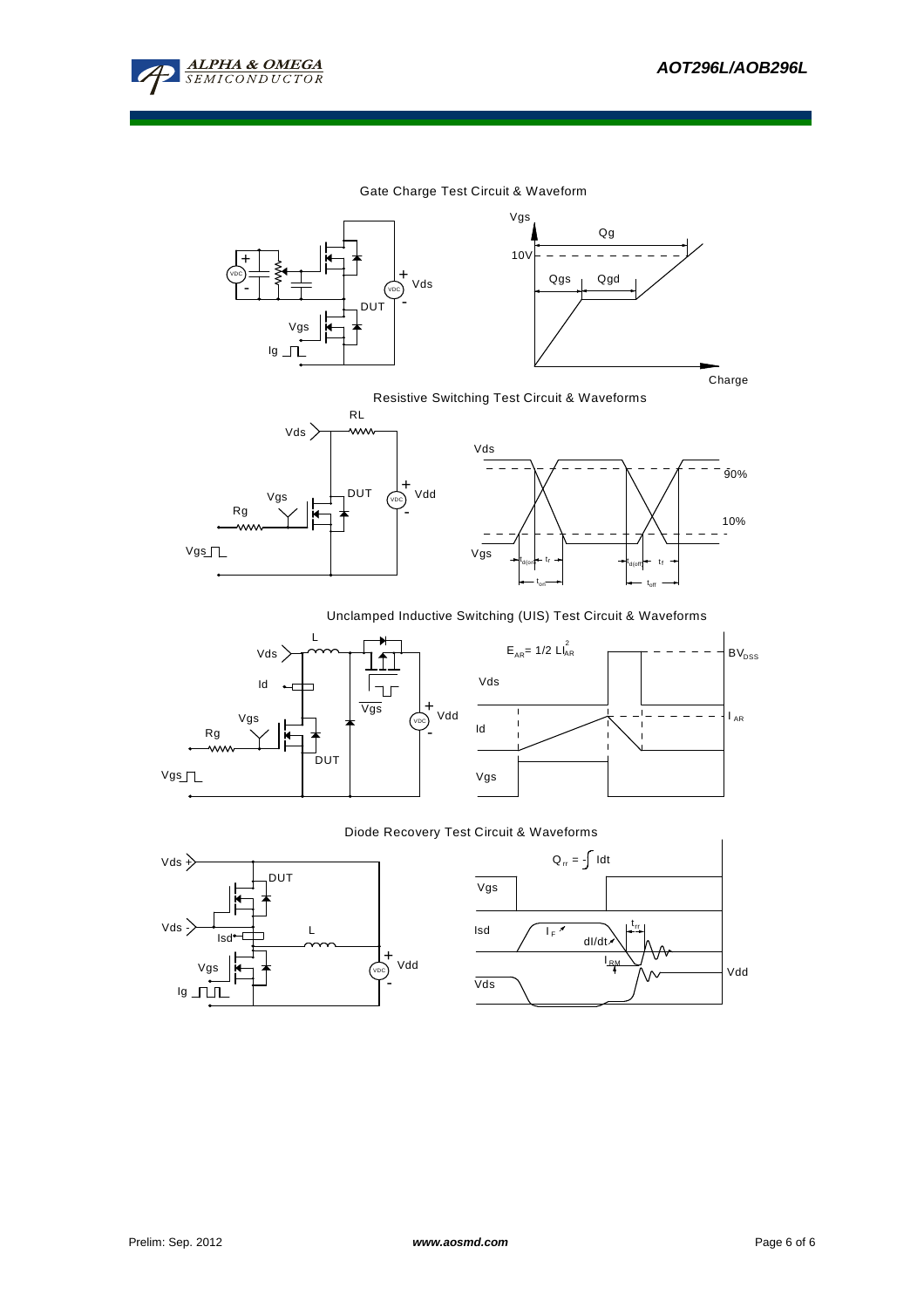## Gate Charge Test Circuit & Waveform

VDC
+
-
Vds
+
-
VDC
DUT
Vgs
Ig

Vgs
Qg
10V
Qgs
Qgd
Charge

## Resistive Switching Test Circuit & Waveforms

RL
Vds
Vgs
DUT
Rg
+
Vdd
VDC
-
Vgs

Vds
90%
10%
Vgs
$t_{d(on)}$
$t_r$
$t_{on}$
$t_{d(off)}$
$t_f$
$t_{off}$

## Unclamped Inductive Switching (UIS) Test Circuit & Waveforms

L
Vds
Id
Vgs
Rg
DUT
Vgs
Vgs
+
Vdd
VDC
-

$E_{AR} = 1/2\ LI_{AR}^2$
$BV_{DSS}$
Vds
Id
$I_{AR}$
Vgs

## Diode Recovery Test Circuit & Waveforms

Vds +
DUT
Vds -
Isd
L
Vgs
Ig
+
Vdd
VDC
-

$Q_{rr} = -\int Idt$
Vgs
Isd
$I_F$
dI/dt
$t_{rr}$
$I_{RM}$
Vds
Vdd